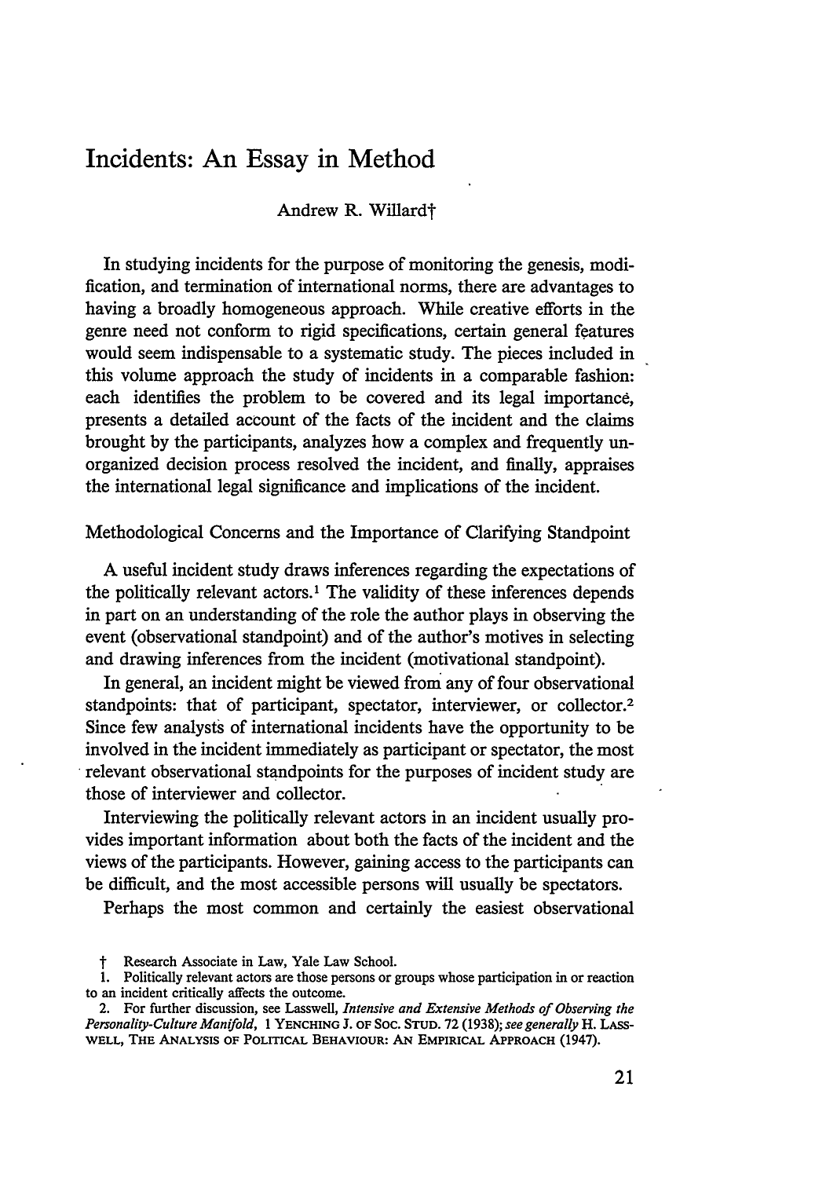# Incidents: An Essay in Method

Andrew R. Willard†

In studying incidents for the purpose of monitoring the genesis, modification, and termination of international norms, there are advantages to having a broadly homogeneous approach. While creative efforts in the genre need not conform to rigid specifications, certain general features would seem indispensable to a systematic study. The pieces included in this volume approach the study of incidents in a comparable fashion: each identifies the problem to be covered and its legal importance, presents a detailed account of the facts of the incident and the claims brought by the participants, analyzes how a complex and frequently unorganized decision process resolved the incident, and finally, appraises the international legal significance and implications of the incident.

## Methodological Concerns and the Importance of Clarifying Standpoint

A useful incident study draws inferences regarding the expectations of the politically relevant actors.[1] The validity of these inferences depends in part on an understanding of the role the author plays in observing the event (observational standpoint) and of the author's motives in selecting and drawing inferences from the incident (motivational standpoint).

In general, an incident might be viewed from any of four observational standpoints: that of participant, spectator, interviewer, or collector.[2] Since few analysts of international incidents have the opportunity to be involved in the incident immediately as participant or spectator, the most relevant observational standpoints for the purposes of incident study are those of interviewer and collector.

Interviewing the politically relevant actors in an incident usually provides important information about both the facts of the incident and the views of the participants. However, gaining access to the participants can be difficult, and the most accessible persons will usually be spectators.

Perhaps the most common and certainly the easiest observational

† Research Associate in Law, Yale Law School.

1. Politically relevant actors are those persons or groups whose participation in or reaction to an incident critically affects the outcome.

2. For further discussion, see Lasswell, *Intensive and Extensive Methods of Observing the Personality-Culture Manifold*, 1 YENCHING J. OF SOC. STUD. 72 (1938); *see generally* H. LASSWELL, THE ANALYSIS OF POLITICAL BEHAVIOUR: AN EMPIRICAL APPROACH (1947).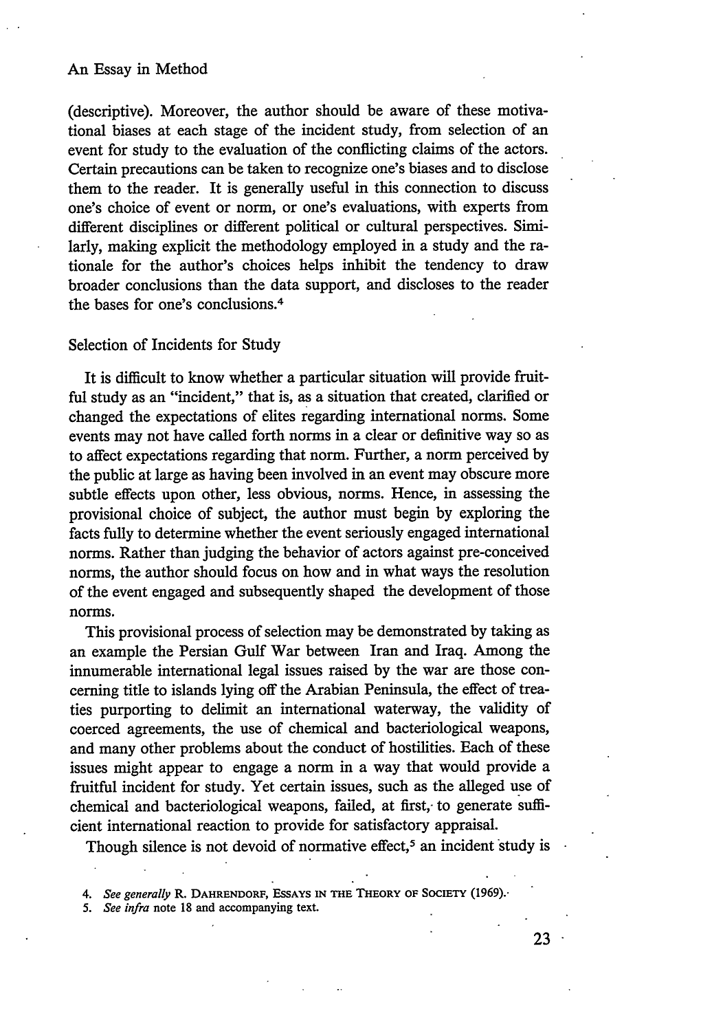(descriptive). Moreover, the author should be aware of these motivational biases at each stage of the incident study, from selection of an event for study to the evaluation of the conflicting claims of the actors. Certain precautions can be taken to recognize one's biases and to disclose them to the reader. It is generally useful in this connection to discuss one's choice of event or norm, or one's evaluations, with experts from different disciplines or different political or cultural perspectives. Similarly, making explicit the methodology employed in a study and the rationale for the author's choices helps inhibit the tendency to draw broader conclusions than the data support, and discloses to the reader the bases for one's conclusions.[4]

## Selection of Incidents for Study

It is difficult to know whether a particular situation will provide fruitful study as an "incident," that is, as a situation that created, clarified or changed the expectations of elites regarding international norms. Some events may not have called forth norms in a clear or definitive way so as to affect expectations regarding that norm. Further, a norm perceived by the public at large as having been involved in an event may obscure more subtle effects upon other, less obvious, norms. Hence, in assessing the provisional choice of subject, the author must begin by exploring the facts fully to determine whether the event seriously engaged international norms. Rather than judging the behavior of actors against pre-conceived norms, the author should focus on how and in what ways the resolution of the event engaged and subsequently shaped the development of those norms.

This provisional process of selection may be demonstrated by taking as an example the Persian Gulf War between Iran and Iraq. Among the innumerable international legal issues raised by the war are those concerning title to islands lying off the Arabian Peninsula, the effect of treaties purporting to delimit an international waterway, the validity of coerced agreements, the use of chemical and bacteriological weapons, and many other problems about the conduct of hostilities. Each of these issues might appear to engage a norm in a way that would provide a fruitful incident for study. Yet certain issues, such as the alleged use of chemical and bacteriological weapons, failed, at first, to generate sufficient international reaction to provide for satisfactory appraisal.

Though silence is not devoid of normative effect,[5] an incident study is

4. *See generally* R. DAHRENDORF, ESSAYS IN THE THEORY OF SOCIETY (1969).

5. *See infra* note 18 and accompanying text.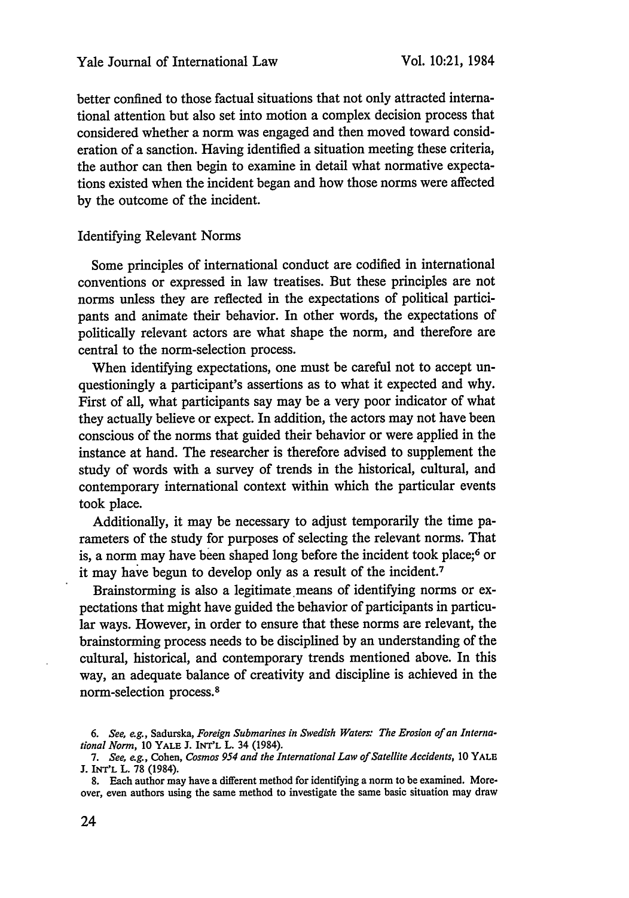better confined to those factual situations that not only attracted international attention but also set into motion a complex decision process that considered whether a norm was engaged and then moved toward consideration of a sanction. Having identified a situation meeting these criteria, the author can then begin to examine in detail what normative expectations existed when the incident began and how those norms were affected by the outcome of the incident.

## Identifying Relevant Norms

Some principles of international conduct are codified in international conventions or expressed in law treatises. But these principles are not norms unless they are reflected in the expectations of political participants and animate their behavior. In other words, the expectations of politically relevant actors are what shape the norm, and therefore are central to the norm-selection process.

When identifying expectations, one must be careful not to accept unquestioningly a participant's assertions as to what it expected and why. First of all, what participants say may be a very poor indicator of what they actually believe or expect. In addition, the actors may not have been conscious of the norms that guided their behavior or were applied in the instance at hand. The researcher is therefore advised to supplement the study of words with a survey of trends in the historical, cultural, and contemporary international context within which the particular events took place.

Additionally, it may be necessary to adjust temporarily the time parameters of the study for purposes of selecting the relevant norms. That is, a norm may have been shaped long before the incident took place;[6] or it may have begun to develop only as a result of the incident.[7]

Brainstorming is also a legitimate means of identifying norms or expectations that might have guided the behavior of participants in particular ways. However, in order to ensure that these norms are relevant, the brainstorming process needs to be disciplined by an understanding of the cultural, historical, and contemporary trends mentioned above. In this way, an adequate balance of creativity and discipline is achieved in the norm-selection process.[8]

6. *See, e.g.*, Sadurska, *Foreign Submarines in Swedish Waters: The Erosion of an International Norm*, 10 YALE J. INT'L L. 34 (1984).

7. *See, e.g.*, Cohen, *Cosmos 954 and the International Law of Satellite Accidents*, 10 YALE J. INT'L L. 78 (1984).

8. Each author may have a different method for identifying a norm to be examined. Moreover, even authors using the same method to investigate the same basic situation may draw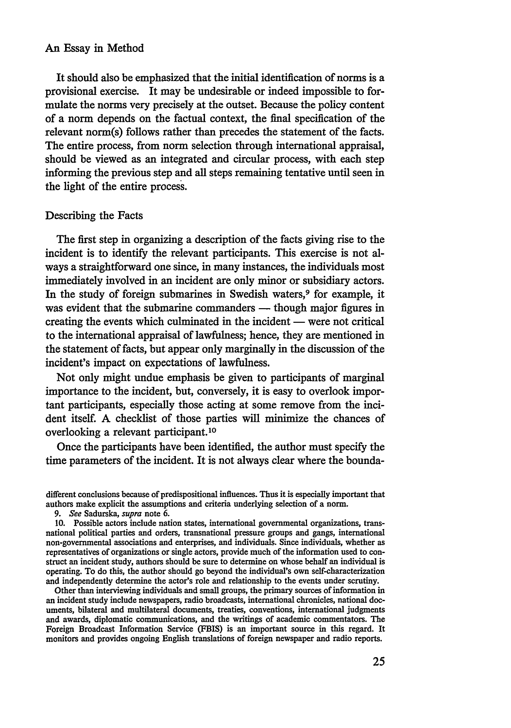It should also be emphasized that the initial identification of norms is a provisional exercise. It may be undesirable or indeed impossible to formulate the norms very precisely at the outset. Because the policy content of a norm depends on the factual context, the final specification of the relevant norm(s) follows rather than precedes the statement of the facts. The entire process, from norm selection through international appraisal, should be viewed as an integrated and circular process, with each step informing the previous step and all steps remaining tentative until seen in the light of the entire process.

## Describing the Facts

The first step in organizing a description of the facts giving rise to the incident is to identify the relevant participants. This exercise is not always a straightforward one since, in many instances, the individuals most immediately involved in an incident are only minor or subsidiary actors. In the study of foreign submarines in Swedish waters,[9] for example, it was evident that the submarine commanders — though major figures in creating the events which culminated in the incident — were not critical to the international appraisal of lawfulness; hence, they are mentioned in the statement of facts, but appear only marginally in the discussion of the incident's impact on expectations of lawfulness.

Not only might undue emphasis be given to participants of marginal importance to the incident, but, conversely, it is easy to overlook important participants, especially those acting at some remove from the incident itself. A checklist of those parties will minimize the chances of overlooking a relevant participant.[10]

Once the participants have been identified, the author must specify the time parameters of the incident. It is not always clear where the bounda-

different conclusions because of predispositional influences. Thus it is especially important that authors make explicit the assumptions and criteria underlying selection of a norm.

9. *See* Sadurska, *supra* note 6.

10. Possible actors include nation states, international governmental organizations, transnational political parties and orders, transnational pressure groups and gangs, international non-governmental associations and enterprises, and individuals. Since individuals, whether as representatives of organizations or single actors, provide much of the information used to construct an incident study, authors should be sure to determine on whose behalf an individual is operating. To do this, the author should go beyond the individual's own self-characterization and independently determine the actor's role and relationship to the events under scrutiny.

Other than interviewing individuals and small groups, the primary sources of information in an incident study include newspapers, radio broadcasts, international chronicles, national documents, bilateral and multilateral documents, treaties, conventions, international judgments and awards, diplomatic communications, and the writings of academic commentators. The Foreign Broadcast Information Service (FBIS) is an important source in this regard. It monitors and provides ongoing English translations of foreign newspaper and radio reports.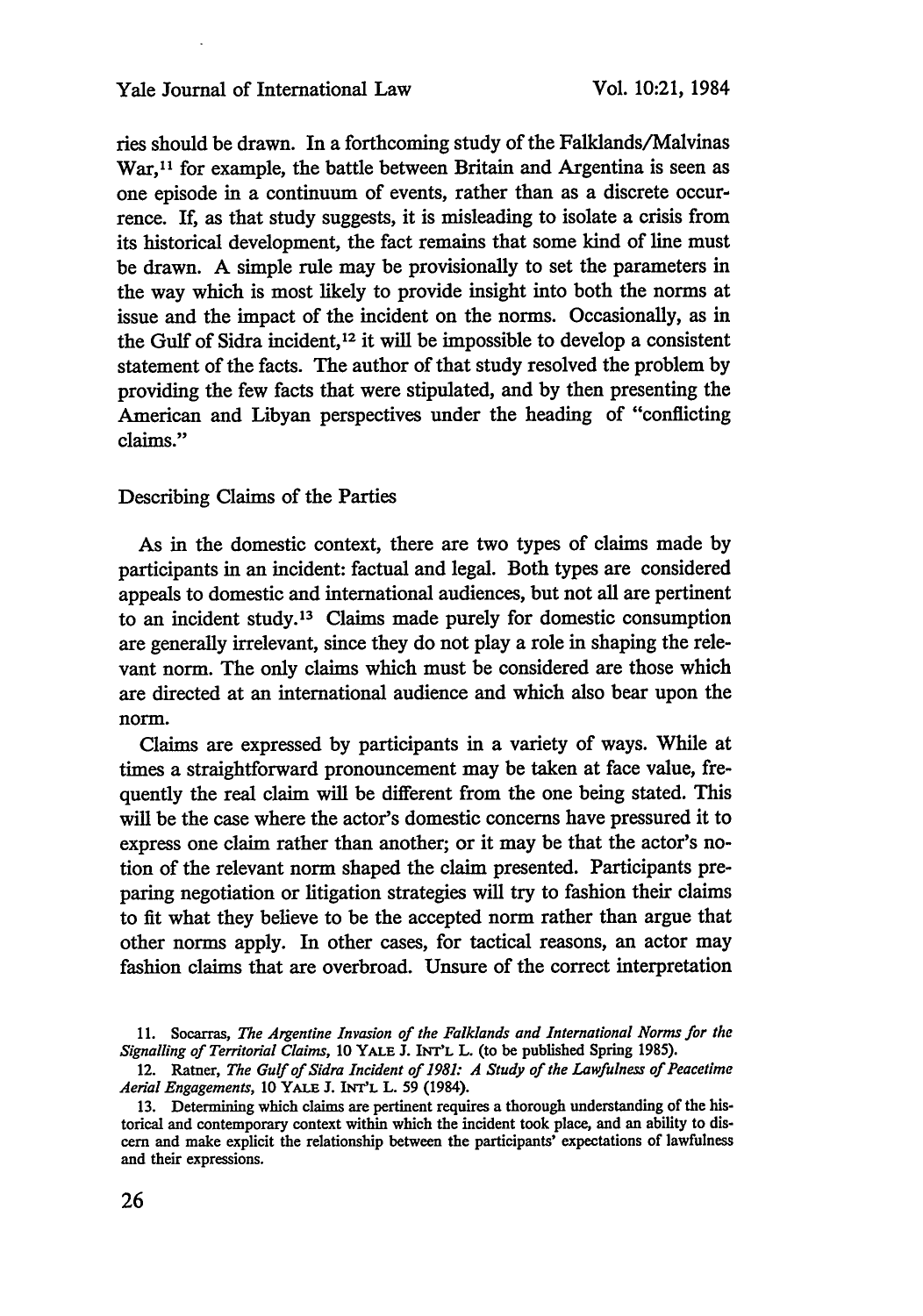ries should be drawn. In a forthcoming study of the Falklands/Malvinas War,[11] for example, the battle between Britain and Argentina is seen as one episode in a continuum of events, rather than as a discrete occurrence. If, as that study suggests, it is misleading to isolate a crisis from its historical development, the fact remains that some kind of line must be drawn. A simple rule may be provisionally to set the parameters in the way which is most likely to provide insight into both the norms at issue and the impact of the incident on the norms. Occasionally, as in the Gulf of Sidra incident,[12] it will be impossible to develop a consistent statement of the facts. The author of that study resolved the problem by providing the few facts that were stipulated, and by then presenting the American and Libyan perspectives under the heading of "conflicting claims."

### Describing Claims of the Parties

As in the domestic context, there are two types of claims made by participants in an incident: factual and legal. Both types are considered appeals to domestic and international audiences, but not all are pertinent to an incident study.[13] Claims made purely for domestic consumption are generally irrelevant, since they do not play a role in shaping the relevant norm. The only claims which must be considered are those which are directed at an international audience and which also bear upon the norm.

Claims are expressed by participants in a variety of ways. While at times a straightforward pronouncement may be taken at face value, frequently the real claim will be different from the one being stated. This will be the case where the actor's domestic concerns have pressured it to express one claim rather than another; or it may be that the actor's notion of the relevant norm shaped the claim presented. Participants preparing negotiation or litigation strategies will try to fashion their claims to fit what they believe to be the accepted norm rather than argue that other norms apply. In other cases, for tactical reasons, an actor may fashion claims that are overbroad. Unsure of the correct interpretation

---

11. Socarras, *The Argentine Invasion of the Falklands and International Norms for the Signalling of Territorial Claims*, 10 YALE J. INT'L L. (to be published Spring 1985).

12. Ratner, *The Gulf of Sidra Incident of 1981: A Study of the Lawfulness of Peacetime Aerial Engagements*, 10 YALE J. INT'L L. 59 (1984).

13. Determining which claims are pertinent requires a thorough understanding of the historical and contemporary context within which the incident took place, and an ability to discern and make explicit the relationship between the participants' expectations of lawfulness and their expressions.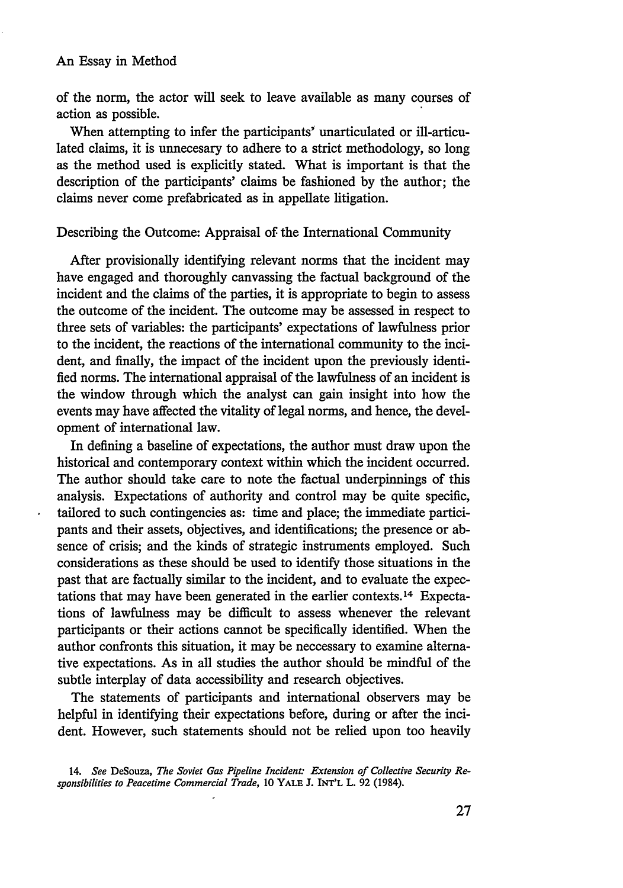of the norm, the actor will seek to leave available as many courses of action as possible.

When attempting to infer the participants' unarticulated or ill-articulated claims, it is unnecesary to adhere to a strict methodology, so long as the method used is explicitly stated. What is important is that the description of the participants' claims be fashioned by the author; the claims never come prefabricated as in appellate litigation.

### Describing the Outcome: Appraisal of the International Community

After provisionally identifying relevant norms that the incident may have engaged and thoroughly canvassing the factual background of the incident and the claims of the parties, it is appropriate to begin to assess the outcome of the incident. The outcome may be assessed in respect to three sets of variables: the participants' expectations of lawfulness prior to the incident, the reactions of the international community to the incident, and finally, the impact of the incident upon the previously identified norms. The international appraisal of the lawfulness of an incident is the window through which the analyst can gain insight into how the events may have affected the vitality of legal norms, and hence, the development of international law.

In defining a baseline of expectations, the author must draw upon the historical and contemporary context within which the incident occurred. The author should take care to note the factual underpinnings of this analysis. Expectations of authority and control may be quite specific, tailored to such contingencies as: time and place; the immediate participants and their assets, objectives, and identifications; the presence or absence of crisis; and the kinds of strategic instruments employed. Such considerations as these should be used to identify those situations in the past that are factually similar to the incident, and to evaluate the expectations that may have been generated in the earlier contexts.[14] Expectations of lawfulness may be difficult to assess whenever the relevant participants or their actions cannot be specifically identified. When the author confronts this situation, it may be neccessary to examine alternative expectations. As in all studies the author should be mindful of the subtle interplay of data accessibility and research objectives.

The statements of participants and international observers may be helpful in identifying their expectations before, during or after the incident. However, such statements should not be relied upon too heavily

14. *See* DeSouza, *The Soviet Gas Pipeline Incident: Extension of Collective Security Responsibilities to Peacetime Commercial Trade*, 10 YALE J. INT'L L. 92 (1984).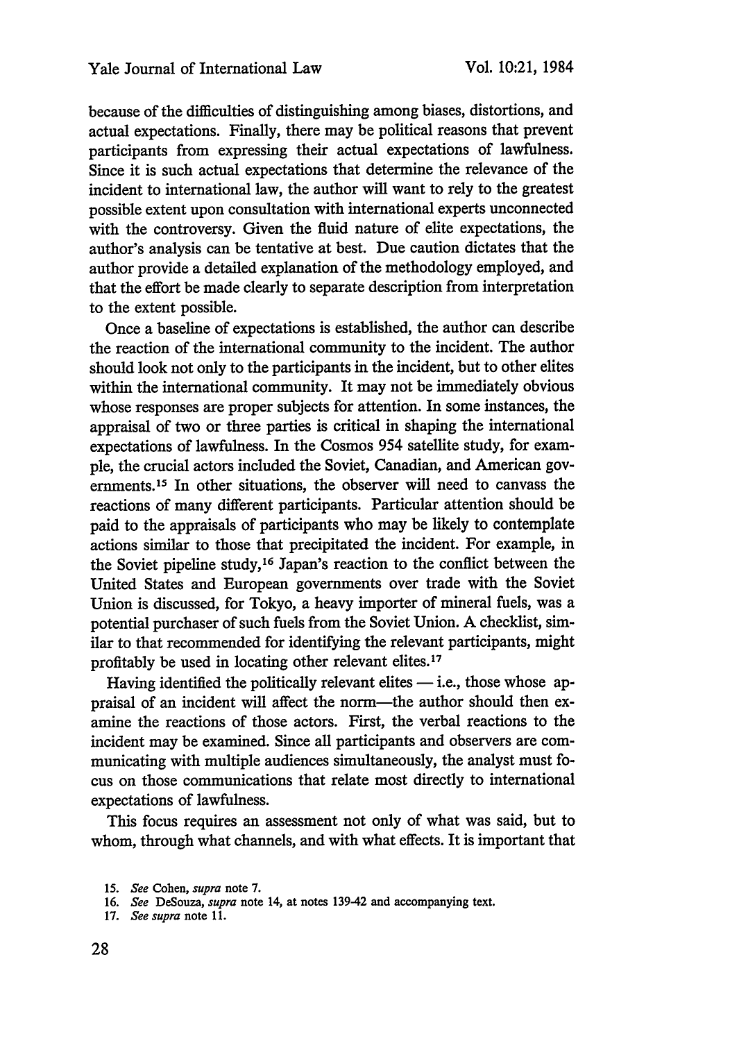because of the difficulties of distinguishing among biases, distortions, and actual expectations. Finally, there may be political reasons that prevent participants from expressing their actual expectations of lawfulness. Since it is such actual expectations that determine the relevance of the incident to international law, the author will want to rely to the greatest possible extent upon consultation with international experts unconnected with the controversy. Given the fluid nature of elite expectations, the author's analysis can be tentative at best. Due caution dictates that the author provide a detailed explanation of the methodology employed, and that the effort be made clearly to separate description from interpretation to the extent possible.

Once a baseline of expectations is established, the author can describe the reaction of the international community to the incident. The author should look not only to the participants in the incident, but to other elites within the international community. It may not be immediately obvious whose responses are proper subjects for attention. In some instances, the appraisal of two or three parties is critical in shaping the international expectations of lawfulness. In the Cosmos 954 satellite study, for example, the crucial actors included the Soviet, Canadian, and American governments.[15] In other situations, the observer will need to canvass the reactions of many different participants. Particular attention should be paid to the appraisals of participants who may be likely to contemplate actions similar to those that precipitated the incident. For example, in the Soviet pipeline study,[16] Japan's reaction to the conflict between the United States and European governments over trade with the Soviet Union is discussed, for Tokyo, a heavy importer of mineral fuels, was a potential purchaser of such fuels from the Soviet Union. A checklist, similar to that recommended for identifying the relevant participants, might profitably be used in locating other relevant elites.[17]

Having identified the politically relevant elites — i.e., those whose appraisal of an incident will affect the norm—the author should then examine the reactions of those actors. First, the verbal reactions to the incident may be examined. Since all participants and observers are communicating with multiple audiences simultaneously, the analyst must focus on those communications that relate most directly to international expectations of lawfulness.

This focus requires an assessment not only of what was said, but to whom, through what channels, and with what effects. It is important that

15. *See* Cohen, *supra* note 7.

16. *See* DeSouza, *supra* note 14, at notes 139-42 and accompanying text.

17. *See supra* note 11.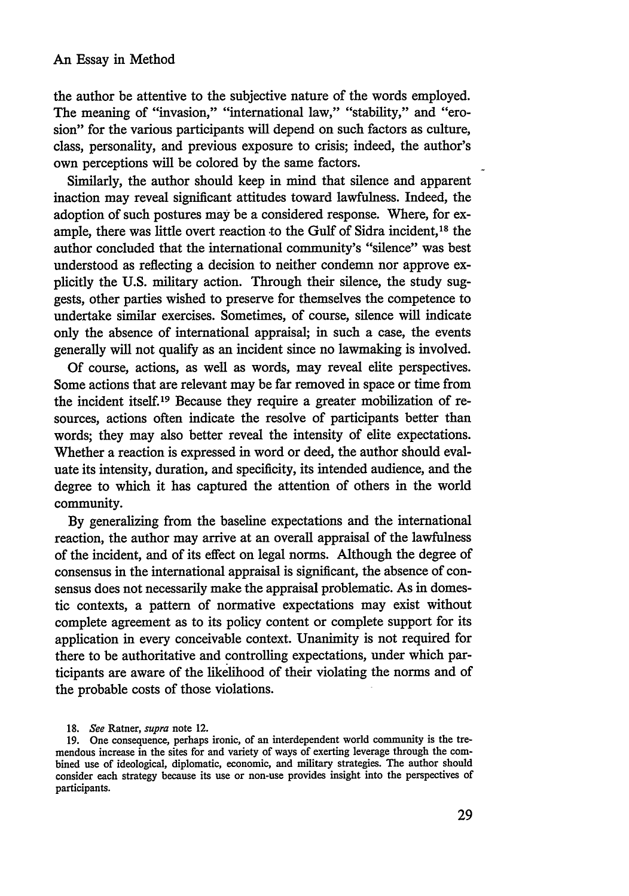the author be attentive to the subjective nature of the words employed. The meaning of "invasion," "international law," "stability," and "erosion" for the various participants will depend on such factors as culture, class, personality, and previous exposure to crisis; indeed, the author's own perceptions will be colored by the same factors.

Similarly, the author should keep in mind that silence and apparent inaction may reveal significant attitudes toward lawfulness. Indeed, the adoption of such postures may be a considered response. Where, for example, there was little overt reaction to the Gulf of Sidra incident,[18] the author concluded that the international community's "silence" was best understood as reflecting a decision to neither condemn nor approve explicitly the U.S. military action. Through their silence, the study suggests, other parties wished to preserve for themselves the competence to undertake similar exercises. Sometimes, of course, silence will indicate only the absence of international appraisal; in such a case, the events generally will not qualify as an incident since no lawmaking is involved.

Of course, actions, as well as words, may reveal elite perspectives. Some actions that are relevant may be far removed in space or time from the incident itself.[19] Because they require a greater mobilization of resources, actions often indicate the resolve of participants better than words; they may also better reveal the intensity of elite expectations. Whether a reaction is expressed in word or deed, the author should evaluate its intensity, duration, and specificity, its intended audience, and the degree to which it has captured the attention of others in the world community.

By generalizing from the baseline expectations and the international reaction, the author may arrive at an overall appraisal of the lawfulness of the incident, and of its effect on legal norms. Although the degree of consensus in the international appraisal is significant, the absence of consensus does not necessarily make the appraisal problematic. As in domestic contexts, a pattern of normative expectations may exist without complete agreement as to its policy content or complete support for its application in every conceivable context. Unanimity is not required for there to be authoritative and controlling expectations, under which participants are aware of the likelihood of their violating the norms and of the probable costs of those violations.

18. *See* Ratner, *supra* note 12.

19. One consequence, perhaps ironic, of an interdependent world community is the tremendous increase in the sites for and variety of ways of exerting leverage through the combined use of ideological, diplomatic, economic, and military strategies. The author should consider each strategy because its use or non-use provides insight into the perspectives of participants.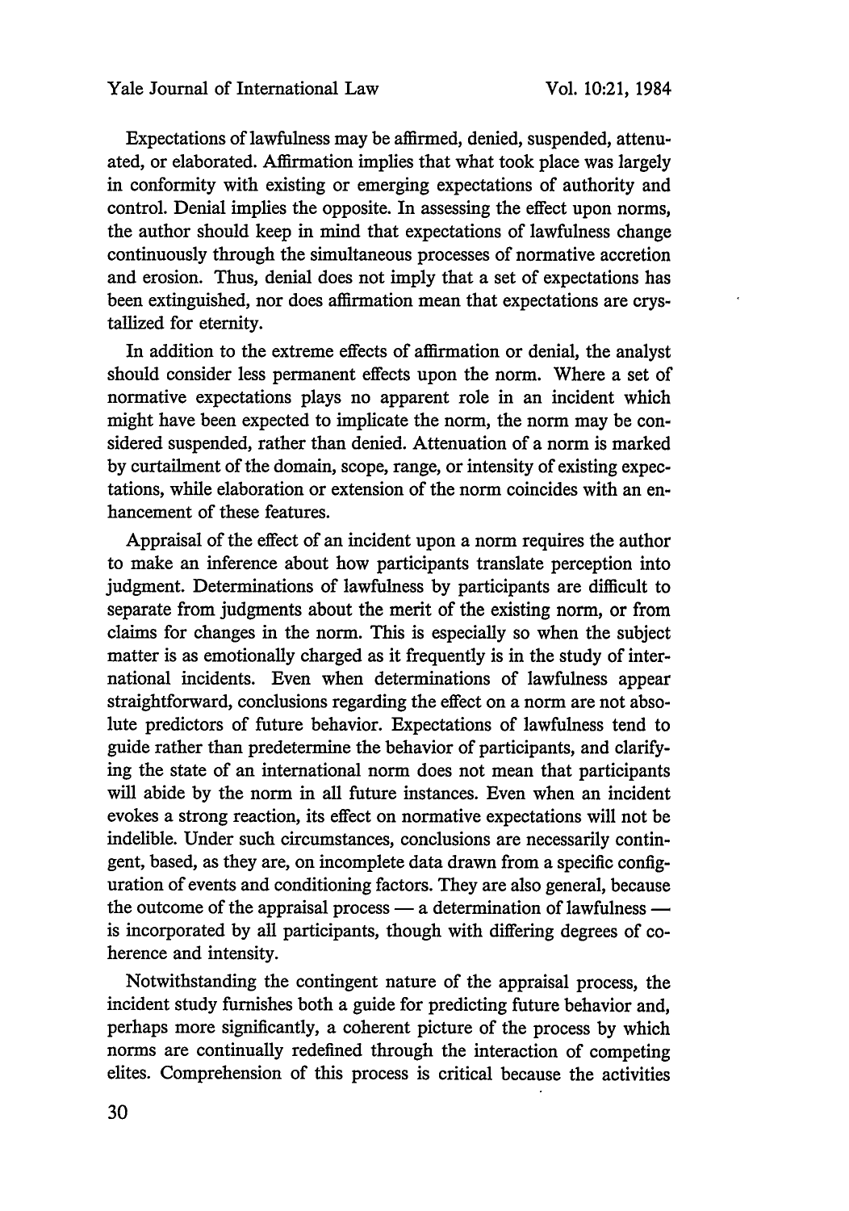Expectations of lawfulness may be affirmed, denied, suspended, attenuated, or elaborated. Affirmation implies that what took place was largely in conformity with existing or emerging expectations of authority and control. Denial implies the opposite. In assessing the effect upon norms, the author should keep in mind that expectations of lawfulness change continuously through the simultaneous processes of normative accretion and erosion. Thus, denial does not imply that a set of expectations has been extinguished, nor does affirmation mean that expectations are crystallized for eternity.

In addition to the extreme effects of affirmation or denial, the analyst should consider less permanent effects upon the norm. Where a set of normative expectations plays no apparent role in an incident which might have been expected to implicate the norm, the norm may be considered suspended, rather than denied. Attenuation of a norm is marked by curtailment of the domain, scope, range, or intensity of existing expectations, while elaboration or extension of the norm coincides with an enhancement of these features.

Appraisal of the effect of an incident upon a norm requires the author to make an inference about how participants translate perception into judgment. Determinations of lawfulness by participants are difficult to separate from judgments about the merit of the existing norm, or from claims for changes in the norm. This is especially so when the subject matter is as emotionally charged as it frequently is in the study of international incidents. Even when determinations of lawfulness appear straightforward, conclusions regarding the effect on a norm are not absolute predictors of future behavior. Expectations of lawfulness tend to guide rather than predetermine the behavior of participants, and clarifying the state of an international norm does not mean that participants will abide by the norm in all future instances. Even when an incident evokes a strong reaction, its effect on normative expectations will not be indelible. Under such circumstances, conclusions are necessarily contingent, based, as they are, on incomplete data drawn from a specific configuration of events and conditioning factors. They are also general, because the outcome of the appraisal process — a determination of lawfulness — is incorporated by all participants, though with differing degrees of coherence and intensity.

Notwithstanding the contingent nature of the appraisal process, the incident study furnishes both a guide for predicting future behavior and, perhaps more significantly, a coherent picture of the process by which norms are continually redefined through the interaction of competing elites. Comprehension of this process is critical because the activities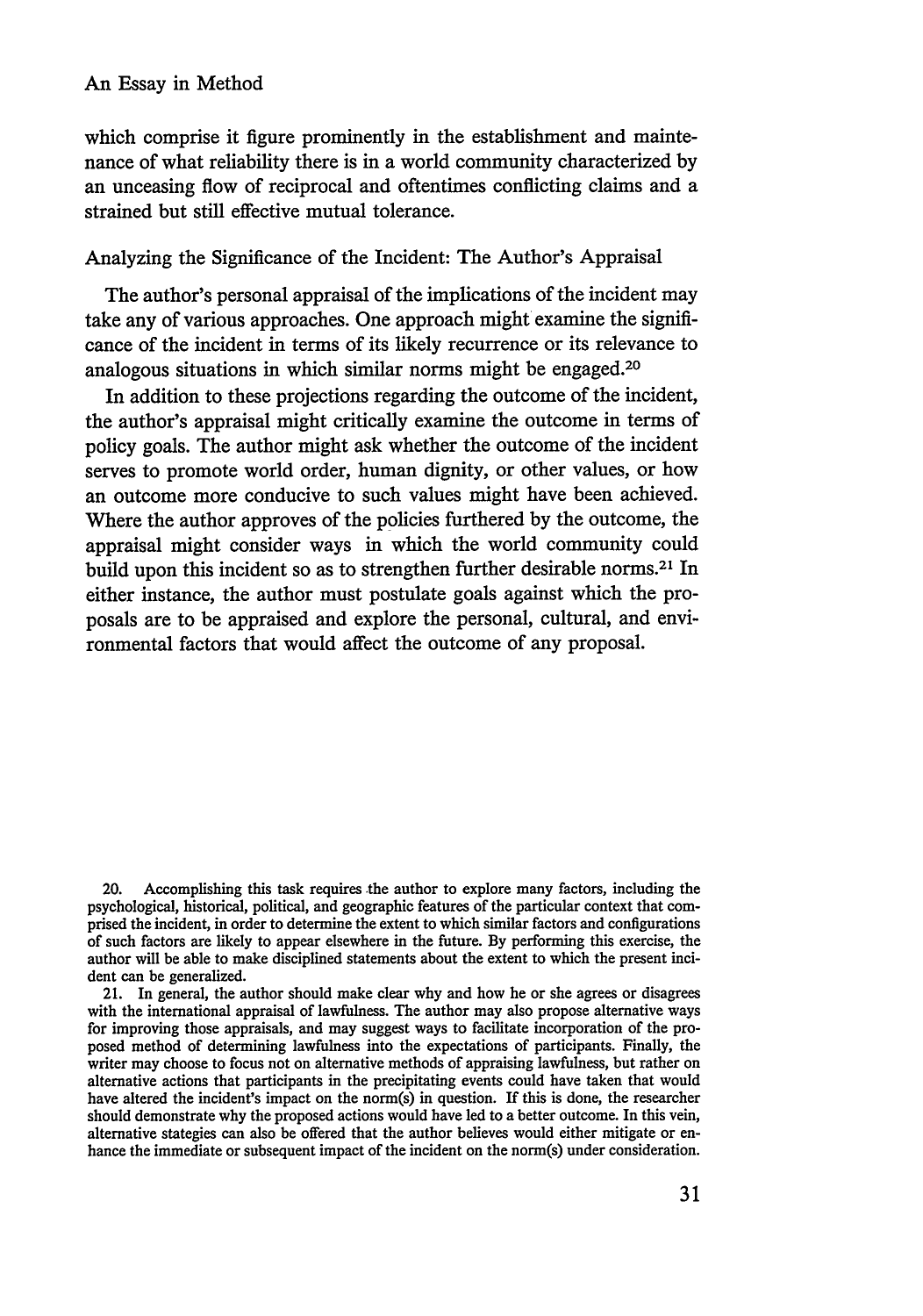which comprise it figure prominently in the establishment and maintenance of what reliability there is in a world community characterized by an unceasing flow of reciprocal and oftentimes conflicting claims and a strained but still effective mutual tolerance.

## Analyzing the Significance of the Incident: The Author's Appraisal

The author's personal appraisal of the implications of the incident may take any of various approaches. One approach might examine the significance of the incident in terms of its likely recurrence or its relevance to analogous situations in which similar norms might be engaged.[20]

In addition to these projections regarding the outcome of the incident, the author's appraisal might critically examine the outcome in terms of policy goals. The author might ask whether the outcome of the incident serves to promote world order, human dignity, or other values, or how an outcome more conducive to such values might have been achieved. Where the author approves of the policies furthered by the outcome, the appraisal might consider ways in which the world community could build upon this incident so as to strengthen further desirable norms.[21] In either instance, the author must postulate goals against which the proposals are to be appraised and explore the personal, cultural, and environmental factors that would affect the outcome of any proposal.

20. Accomplishing this task requires the author to explore many factors, including the psychological, historical, political, and geographic features of the particular context that comprised the incident, in order to determine the extent to which similar factors and configurations of such factors are likely to appear elsewhere in the future. By performing this exercise, the author will be able to make disciplined statements about the extent to which the present incident can be generalized.

21. In general, the author should make clear why and how he or she agrees or disagrees with the international appraisal of lawfulness. The author may also propose alternative ways for improving those appraisals, and may suggest ways to facilitate incorporation of the proposed method of determining lawfulness into the expectations of participants. Finally, the writer may choose to focus not on alternative methods of appraising lawfulness, but rather on alternative actions that participants in the precipitating events could have taken that would have altered the incident's impact on the norm(s) in question. If this is done, the researcher should demonstrate why the proposed actions would have led to a better outcome. In this vein, alternative stategies can also be offered that the author believes would either mitigate or enhance the immediate or subsequent impact of the incident on the norm(s) under consideration.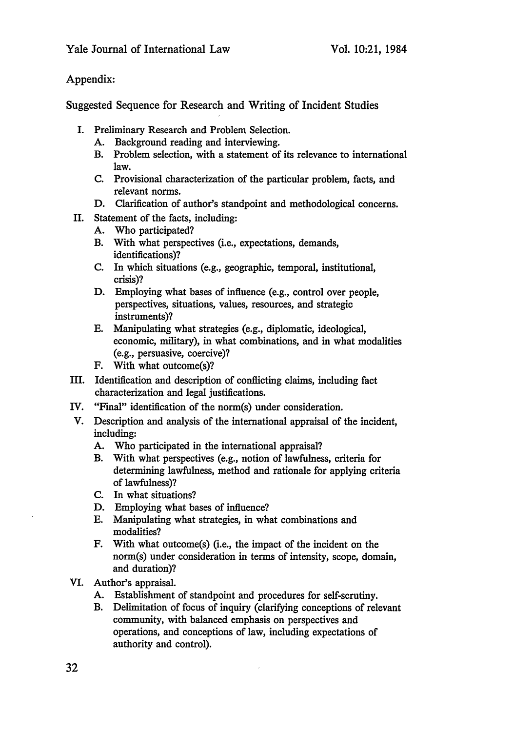Appendix:

Suggested Sequence for Research and Writing of Incident Studies

I. Preliminary Research and Problem Selection.
   A. Background reading and interviewing.
   B. Problem selection, with a statement of its relevance to international law.
   C. Provisional characterization of the particular problem, facts, and relevant norms.
   D. Clarification of author's standpoint and methodological concerns.

II. Statement of the facts, including:
   A. Who participated?
   B. With what perspectives (i.e., expectations, demands, identifications)?
   C. In which situations (e.g., geographic, temporal, institutional, crisis)?
   D. Employing what bases of influence (e.g., control over people, perspectives, situations, values, resources, and strategic instruments)?
   E. Manipulating what strategies (e.g., diplomatic, ideological, economic, military), in what combinations, and in what modalities (e.g., persuasive, coercive)?
   F. With what outcome(s)?

III. Identification and description of conflicting claims, including fact characterization and legal justifications.

IV. "Final" identification of the norm(s) under consideration.

V. Description and analysis of the international appraisal of the incident, including:
   A. Who participated in the international appraisal?
   B. With what perspectives (e.g., notion of lawfulness, criteria for determining lawfulness, method and rationale for applying criteria of lawfulness)?
   C. In what situations?
   D. Employing what bases of influence?
   E. Manipulating what strategies, in what combinations and modalities?
   F. With what outcome(s) (i.e., the impact of the incident on the norm(s) under consideration in terms of intensity, scope, domain, and duration)?

VI. Author's appraisal.
   A. Establishment of standpoint and procedures for self-scrutiny.
   B. Delimitation of focus of inquiry (clarifying conceptions of relevant community, with balanced emphasis on perspectives and operations, and conceptions of law, including expectations of authority and control).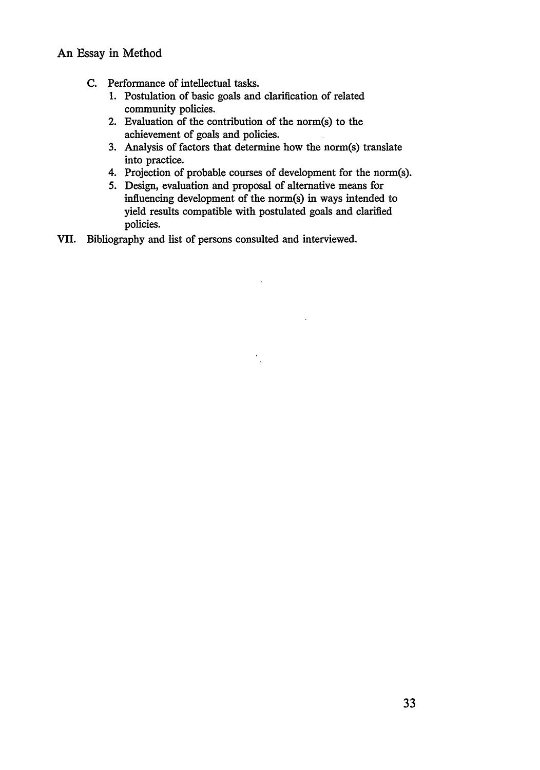C. Performance of intellectual tasks.
   1. Postulation of basic goals and clarification of related community policies.
   2. Evaluation of the contribution of the norm(s) to the achievement of goals and policies.
   3. Analysis of factors that determine how the norm(s) translate into practice.
   4. Projection of probable courses of development for the norm(s).
   5. Design, evaluation and proposal of alternative means for influencing development of the norm(s) in ways intended to yield results compatible with postulated goals and clarified policies.

VII. Bibliography and list of persons consulted and interviewed.